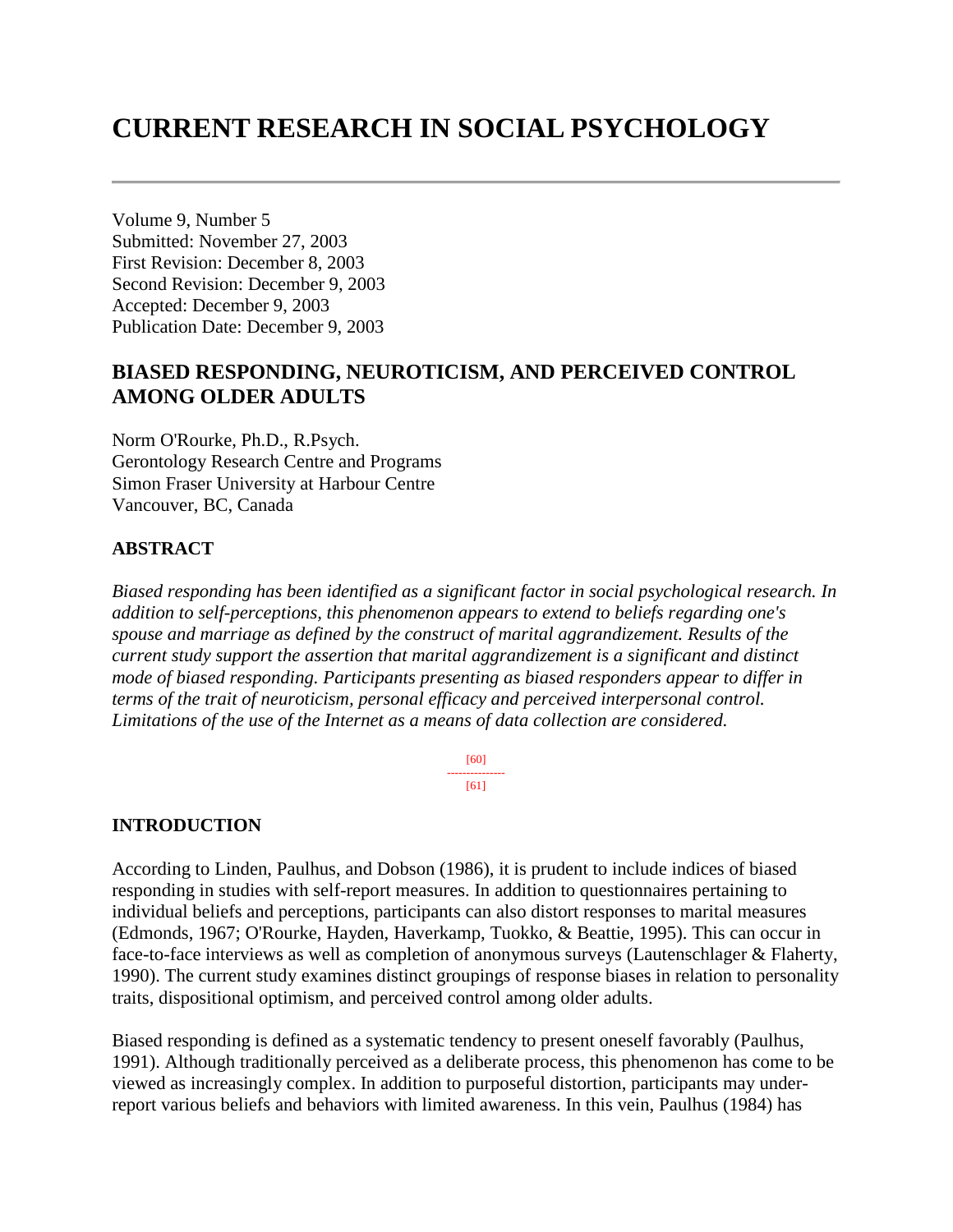# CURRENT RESEARCH IN SOCIAL PSYCHOLOGY

Volume 9, Number 5
Submitted: November 27, 2003
First Revision: December 8, 2003
Second Revision: December 9, 2003
Accepted: December 9, 2003
Publication Date: December 9, 2003

## BIASED RESPONDING, NEUROTICISM, AND PERCEIVED CONTROL AMONG OLDER ADULTS

Norm O'Rourke, Ph.D., R.Psych.
Gerontology Research Centre and Programs
Simon Fraser University at Harbour Centre
Vancouver, BC, Canada

### ABSTRACT

*Biased responding has been identified as a significant factor in social psychological research. In addition to self-perceptions, this phenomenon appears to extend to beliefs regarding one's spouse and marriage as defined by the construct of marital aggrandizement. Results of the current study support the assertion that marital aggrandizement is a significant and distinct mode of biased responding. Participants presenting as biased responders appear to differ in terms of the trait of neuroticism, personal efficacy and perceived interpersonal control. Limitations of the use of the Internet as a means of data collection are considered.*

### INTRODUCTION

According to Linden, Paulhus, and Dobson (1986), it is prudent to include indices of biased responding in studies with self-report measures. In addition to questionnaires pertaining to individual beliefs and perceptions, participants can also distort responses to marital measures (Edmonds, 1967; O'Rourke, Hayden, Haverkamp, Tuokko, & Beattie, 1995). This can occur in face-to-face interviews as well as completion of anonymous surveys (Lautenschlager & Flaherty, 1990). The current study examines distinct groupings of response biases in relation to personality traits, dispositional optimism, and perceived control among older adults.

Biased responding is defined as a systematic tendency to present oneself favorably (Paulhus, 1991). Although traditionally perceived as a deliberate process, this phenomenon has come to be viewed as increasingly complex. In addition to purposeful distortion, participants may under-report various beliefs and behaviors with limited awareness. In this vein, Paulhus (1984) has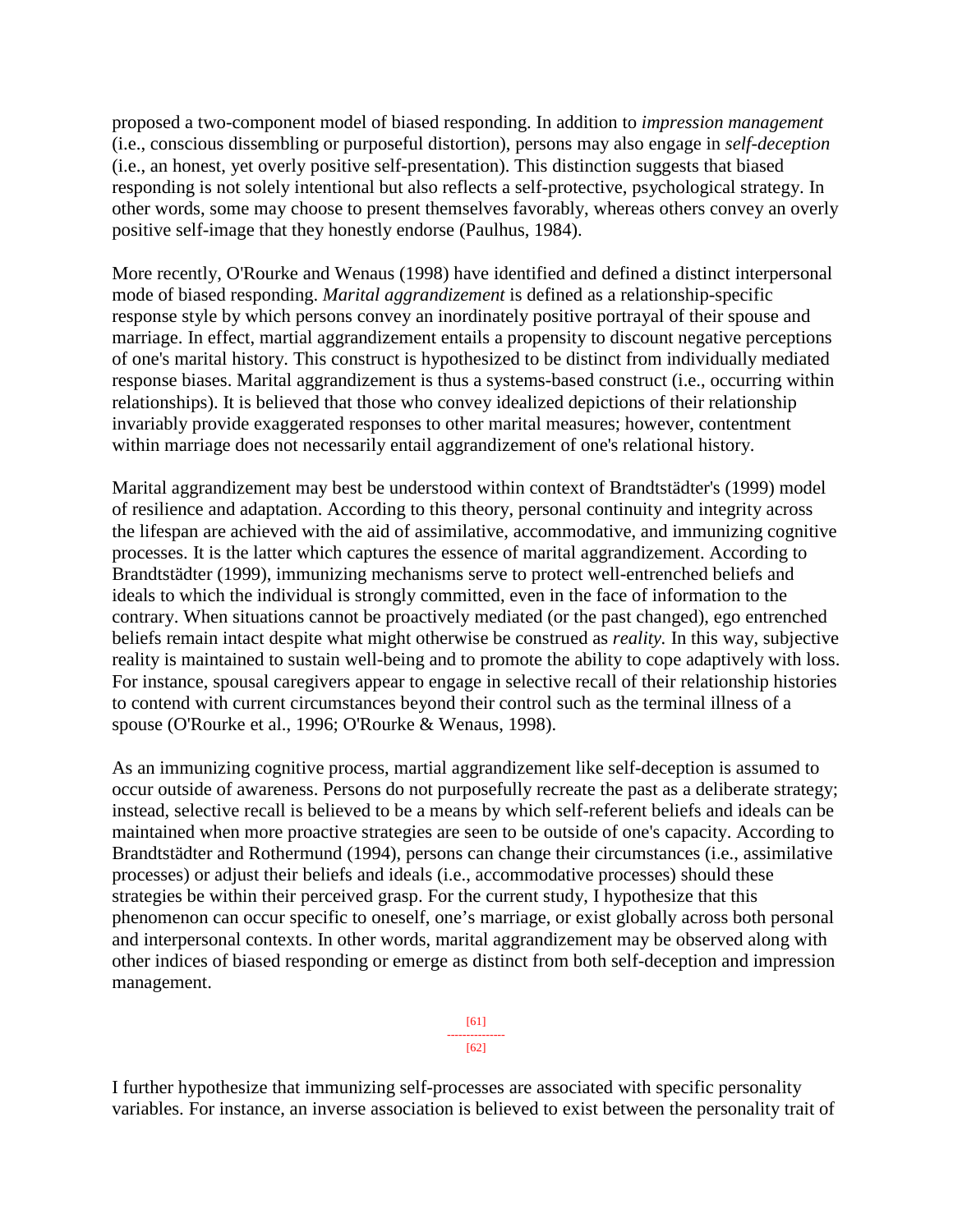proposed a two-component model of biased responding. In addition to *impression management* (i.e., conscious dissembling or purposeful distortion), persons may also engage in *self-deception* (i.e., an honest, yet overly positive self-presentation). This distinction suggests that biased responding is not solely intentional but also reflects a self-protective, psychological strategy. In other words, some may choose to present themselves favorably, whereas others convey an overly positive self-image that they honestly endorse (Paulhus, 1984).

More recently, O'Rourke and Wenaus (1998) have identified and defined a distinct interpersonal mode of biased responding. *Marital aggrandizement* is defined as a relationship-specific response style by which persons convey an inordinately positive portrayal of their spouse and marriage. In effect, martial aggrandizement entails a propensity to discount negative perceptions of one's marital history. This construct is hypothesized to be distinct from individually mediated response biases. Marital aggrandizement is thus a systems-based construct (i.e., occurring within relationships). It is believed that those who convey idealized depictions of their relationship invariably provide exaggerated responses to other marital measures; however, contentment within marriage does not necessarily entail aggrandizement of one's relational history.

Marital aggrandizement may best be understood within context of Brandtstädter's (1999) model of resilience and adaptation. According to this theory, personal continuity and integrity across the lifespan are achieved with the aid of assimilative, accommodative, and immunizing cognitive processes. It is the latter which captures the essence of marital aggrandizement. According to Brandtstädter (1999), immunizing mechanisms serve to protect well-entrenched beliefs and ideals to which the individual is strongly committed, even in the face of information to the contrary. When situations cannot be proactively mediated (or the past changed), ego entrenched beliefs remain intact despite what might otherwise be construed as *reality.* In this way, subjective reality is maintained to sustain well-being and to promote the ability to cope adaptively with loss. For instance, spousal caregivers appear to engage in selective recall of their relationship histories to contend with current circumstances beyond their control such as the terminal illness of a spouse (O'Rourke et al., 1996; O'Rourke & Wenaus, 1998).

As an immunizing cognitive process, martial aggrandizement like self-deception is assumed to occur outside of awareness. Persons do not purposefully recreate the past as a deliberate strategy; instead, selective recall is believed to be a means by which self-referent beliefs and ideals can be maintained when more proactive strategies are seen to be outside of one's capacity. According to Brandtstädter and Rothermund (1994), persons can change their circumstances (i.e., assimilative processes) or adjust their beliefs and ideals (i.e., accommodative processes) should these strategies be within their perceived grasp. For the current study, I hypothesize that this phenomenon can occur specific to oneself, one’s marriage, or exist globally across both personal and interpersonal contexts. In other words, marital aggrandizement may be observed along with other indices of biased responding or emerge as distinct from both self-deception and impression management.

I further hypothesize that immunizing self-processes are associated with specific personality variables. For instance, an inverse association is believed to exist between the personality trait of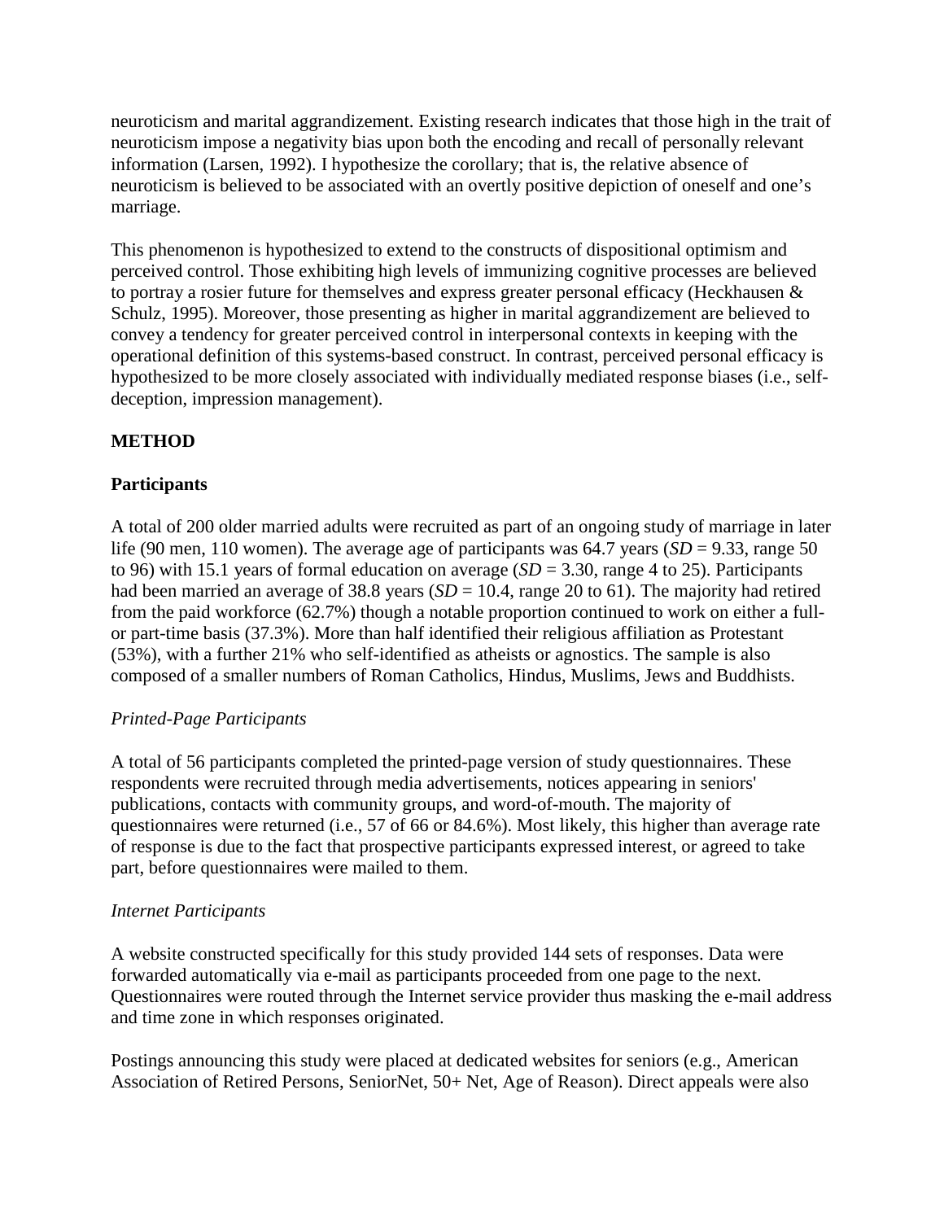neuroticism and marital aggrandizement. Existing research indicates that those high in the trait of neuroticism impose a negativity bias upon both the encoding and recall of personally relevant information (Larsen, 1992). I hypothesize the corollary; that is, the relative absence of neuroticism is believed to be associated with an overtly positive depiction of oneself and one's marriage.

This phenomenon is hypothesized to extend to the constructs of dispositional optimism and perceived control. Those exhibiting high levels of immunizing cognitive processes are believed to portray a rosier future for themselves and express greater personal efficacy (Heckhausen & Schulz, 1995). Moreover, those presenting as higher in marital aggrandizement are believed to convey a tendency for greater perceived control in interpersonal contexts in keeping with the operational definition of this systems-based construct. In contrast, perceived personal efficacy is hypothesized to be more closely associated with individually mediated response biases (i.e., self-deception, impression management).

## METHOD

### Participants

A total of 200 older married adults were recruited as part of an ongoing study of marriage in later life (90 men, 110 women). The average age of participants was 64.7 years (*SD* = 9.33, range 50 to 96) with 15.1 years of formal education on average (*SD* = 3.30, range 4 to 25). Participants had been married an average of 38.8 years (*SD* = 10.4, range 20 to 61). The majority had retired from the paid workforce (62.7%) though a notable proportion continued to work on either a full- or part-time basis (37.3%). More than half identified their religious affiliation as Protestant (53%), with a further 21% who self-identified as atheists or agnostics. The sample is also composed of a smaller numbers of Roman Catholics, Hindus, Muslims, Jews and Buddhists.

*Printed-Page Participants*

A total of 56 participants completed the printed-page version of study questionnaires. These respondents were recruited through media advertisements, notices appearing in seniors' publications, contacts with community groups, and word-of-mouth. The majority of questionnaires were returned (i.e., 57 of 66 or 84.6%). Most likely, this higher than average rate of response is due to the fact that prospective participants expressed interest, or agreed to take part, before questionnaires were mailed to them.

*Internet Participants*

A website constructed specifically for this study provided 144 sets of responses. Data were forwarded automatically via e-mail as participants proceeded from one page to the next. Questionnaires were routed through the Internet service provider thus masking the e-mail address and time zone in which responses originated.

Postings announcing this study were placed at dedicated websites for seniors (e.g., American Association of Retired Persons, SeniorNet, 50+ Net, Age of Reason). Direct appeals were also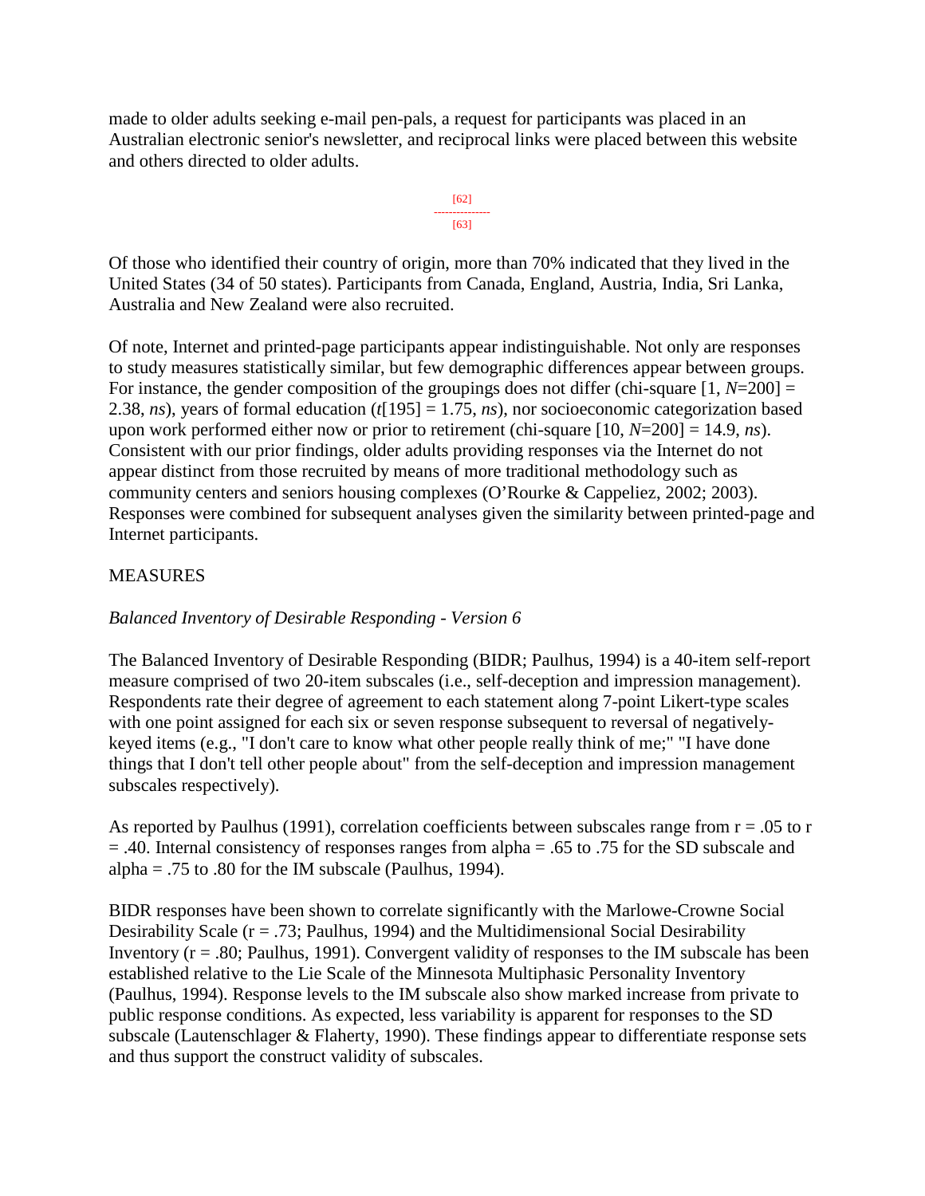made to older adults seeking e-mail pen-pals, a request for participants was placed in an Australian electronic senior's newsletter, and reciprocal links were placed between this website and others directed to older adults.

Of those who identified their country of origin, more than 70% indicated that they lived in the United States (34 of 50 states). Participants from Canada, England, Austria, India, Sri Lanka, Australia and New Zealand were also recruited.

Of note, Internet and printed-page participants appear indistinguishable. Not only are responses to study measures statistically similar, but few demographic differences appear between groups. For instance, the gender composition of the groupings does not differ (chi-square $[1, N=200] = 2.38$, *ns*), years of formal education ($t[195] = 1.75$, *ns*), nor socioeconomic categorization based upon work performed either now or prior to retirement (chi-square $[10, N=200] = 14.9$, *ns*). Consistent with our prior findings, older adults providing responses via the Internet do not appear distinct from those recruited by means of more traditional methodology such as community centers and seniors housing complexes (O'Rourke & Cappeliez, 2002; 2003). Responses were combined for subsequent analyses given the similarity between printed-page and Internet participants.

## MEASURES

### *Balanced Inventory of Desirable Responding - Version 6*

The Balanced Inventory of Desirable Responding (BIDR; Paulhus, 1994) is a 40-item self-report measure comprised of two 20-item subscales (i.e., self-deception and impression management). Respondents rate their degree of agreement to each statement along 7-point Likert-type scales with one point assigned for each six or seven response subsequent to reversal of negatively-keyed items (e.g., "I don't care to know what other people really think of me;" "I have done things that I don't tell other people about" from the self-deception and impression management subscales respectively).

As reported by Paulhus (1991), correlation coefficients between subscales range from $r = .05$ to $r = .40$. Internal consistency of responses ranges from alpha = .65 to .75 for the SD subscale and alpha = .75 to .80 for the IM subscale (Paulhus, 1994).

BIDR responses have been shown to correlate significantly with the Marlowe-Crowne Social Desirability Scale ($r = .73$; Paulhus, 1994) and the Multidimensional Social Desirability Inventory ($r = .80$; Paulhus, 1991). Convergent validity of responses to the IM subscale has been established relative to the Lie Scale of the Minnesota Multiphasic Personality Inventory (Paulhus, 1994). Response levels to the IM subscale also show marked increase from private to public response conditions. As expected, less variability is apparent for responses to the SD subscale (Lautenschlager & Flaherty, 1990). These findings appear to differentiate response sets and thus support the construct validity of subscales.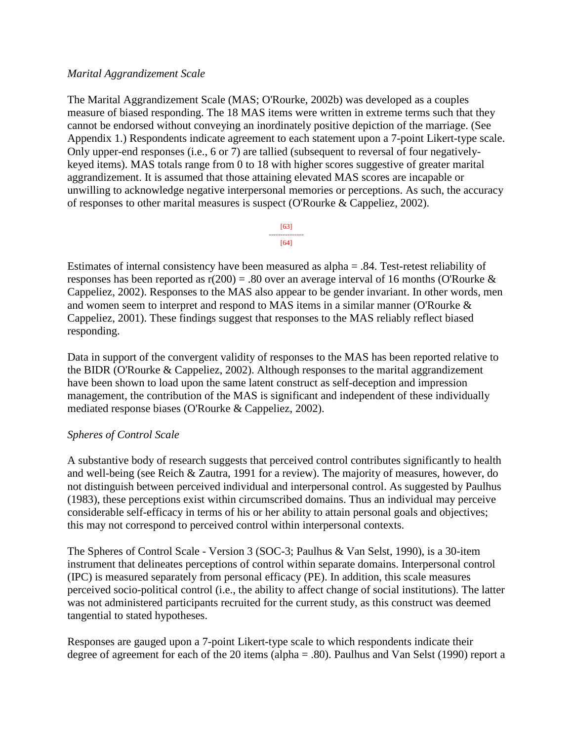*Marital Aggrandizement Scale*

The Marital Aggrandizement Scale (MAS; O'Rourke, 2002b) was developed as a couples measure of biased responding. The 18 MAS items were written in extreme terms such that they cannot be endorsed without conveying an inordinately positive depiction of the marriage. (See Appendix 1.) Respondents indicate agreement to each statement upon a 7-point Likert-type scale. Only upper-end responses (i.e., 6 or 7) are tallied (subsequent to reversal of four negatively-keyed items). MAS totals range from 0 to 18 with higher scores suggestive of greater marital aggrandizement. It is assumed that those attaining elevated MAS scores are incapable or unwilling to acknowledge negative interpersonal memories or perceptions. As such, the accuracy of responses to other marital measures is suspect (O'Rourke & Cappeliez, 2002).

Estimates of internal consistency have been measured as alpha = .84. Test-retest reliability of responses has been reported as $r(200) = .80$ over an average interval of 16 months (O'Rourke & Cappeliez, 2002). Responses to the MAS also appear to be gender invariant. In other words, men and women seem to interpret and respond to MAS items in a similar manner (O'Rourke & Cappeliez, 2001). These findings suggest that responses to the MAS reliably reflect biased responding.

Data in support of the convergent validity of responses to the MAS has been reported relative to the BIDR (O'Rourke & Cappeliez, 2002). Although responses to the marital aggrandizement have been shown to load upon the same latent construct as self-deception and impression management, the contribution of the MAS is significant and independent of these individually mediated response biases (O'Rourke & Cappeliez, 2002).

*Spheres of Control Scale*

A substantive body of research suggests that perceived control contributes significantly to health and well-being (see Reich & Zautra, 1991 for a review). The majority of measures, however, do not distinguish between perceived individual and interpersonal control. As suggested by Paulhus (1983), these perceptions exist within circumscribed domains. Thus an individual may perceive considerable self-efficacy in terms of his or her ability to attain personal goals and objectives; this may not correspond to perceived control within interpersonal contexts.

The Spheres of Control Scale - Version 3 (SOC-3; Paulhus & Van Selst, 1990), is a 30-item instrument that delineates perceptions of control within separate domains. Interpersonal control (IPC) is measured separately from personal efficacy (PE). In addition, this scale measures perceived socio-political control (i.e., the ability to affect change of social institutions). The latter was not administered participants recruited for the current study, as this construct was deemed tangential to stated hypotheses.

Responses are gauged upon a 7-point Likert-type scale to which respondents indicate their degree of agreement for each of the 20 items (alpha = .80). Paulhus and Van Selst (1990) report a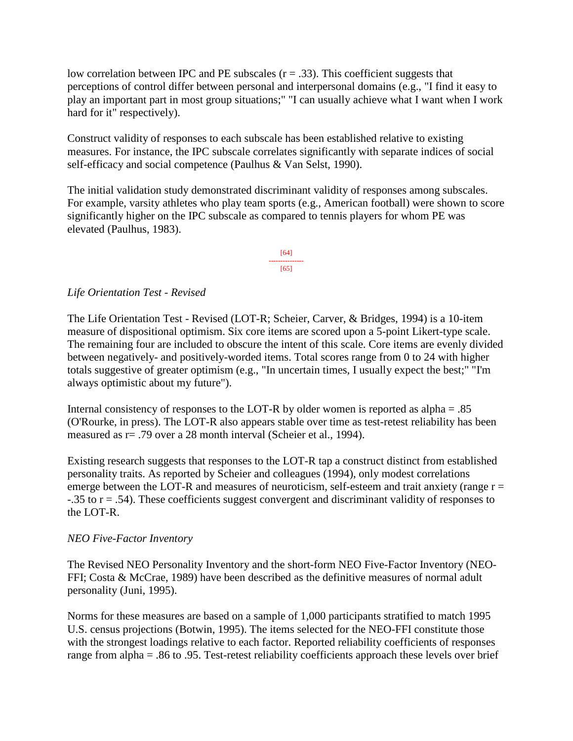low correlation between IPC and PE subscales ($r = .33$). This coefficient suggests that perceptions of control differ between personal and interpersonal domains (e.g., "I find it easy to play an important part in most group situations;" "I can usually achieve what I want when I work hard for it" respectively).

Construct validity of responses to each subscale has been established relative to existing measures. For instance, the IPC subscale correlates significantly with separate indices of social self-efficacy and social competence (Paulhus & Van Selst, 1990).

The initial validation study demonstrated discriminant validity of responses among subscales. For example, varsity athletes who play team sports (e.g., American football) were shown to score significantly higher on the IPC subscale as compared to tennis players for whom PE was elevated (Paulhus, 1983).

*Life Orientation Test - Revised*

The Life Orientation Test - Revised (LOT-R; Scheier, Carver, & Bridges, 1994) is a 10-item measure of dispositional optimism. Six core items are scored upon a 5-point Likert-type scale. The remaining four are included to obscure the intent of this scale. Core items are evenly divided between negatively- and positively-worded items. Total scores range from 0 to 24 with higher totals suggestive of greater optimism (e.g., "In uncertain times, I usually expect the best;" "I'm always optimistic about my future").

Internal consistency of responses to the LOT-R by older women is reported as alpha = .85 (O'Rourke, in press). The LOT-R also appears stable over time as test-retest reliability has been measured as $r = .79$ over a 28 month interval (Scheier et al., 1994).

Existing research suggests that responses to the LOT-R tap a construct distinct from established personality traits. As reported by Scheier and colleagues (1994), only modest correlations emerge between the LOT-R and measures of neuroticism, self-esteem and trait anxiety (range $r = -.35$ to $r = .54$). These coefficients suggest convergent and discriminant validity of responses to the LOT-R.

*NEO Five-Factor Inventory*

The Revised NEO Personality Inventory and the short-form NEO Five-Factor Inventory (NEO-FFI; Costa & McCrae, 1989) have been described as the definitive measures of normal adult personality (Juni, 1995).

Norms for these measures are based on a sample of 1,000 participants stratified to match 1995 U.S. census projections (Botwin, 1995). The items selected for the NEO-FFI constitute those with the strongest loadings relative to each factor. Reported reliability coefficients of responses range from alpha = .86 to .95. Test-retest reliability coefficients approach these levels over brief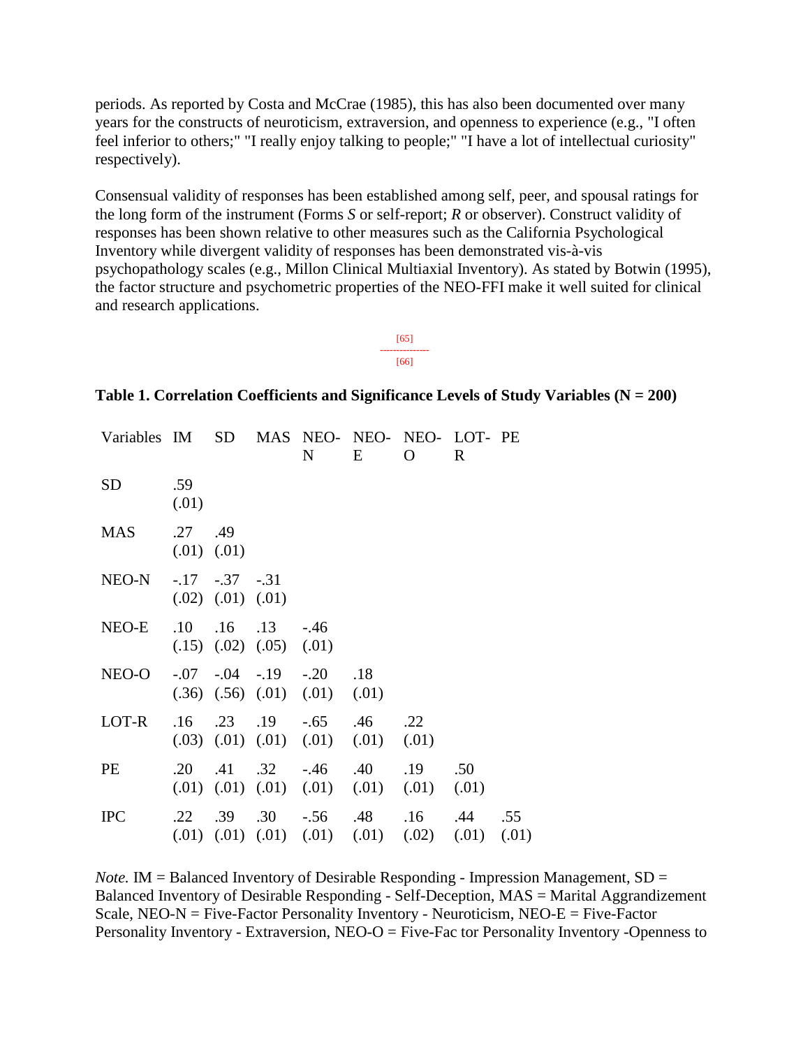periods. As reported by Costa and McCrae (1985), this has also been documented over many years for the constructs of neuroticism, extraversion, and openness to experience (e.g., "I often feel inferior to others;" "I really enjoy talking to people;" "I have a lot of intellectual curiosity" respectively).

Consensual validity of responses has been established among self, peer, and spousal ratings for the long form of the instrument (Forms *S* or self-report; *R* or observer). Construct validity of responses has been shown relative to other measures such as the California Psychological Inventory while divergent validity of responses has been demonstrated vis-à-vis psychopathology scales (e.g., Millon Clinical Multiaxial Inventory). As stated by Botwin (1995), the factor structure and psychometric properties of the NEO-FFI make it well suited for clinical and research applications.

[65]
---------------
[66]

**Table 1. Correlation Coefficients and Significance Levels of Study Variables (N = 200)**

| Variables | IM | SD | MAS | NEO-N | NEO-E | NEO-O | LOT-R | PE |
|---|---|---|---|---|---|---|---|---|
| SD | .59 (.01) | | | | | | | |
| MAS | .27 (.01) | .49 (.01) | | | | | | |
| NEO-N | -.17 (.02) | -.37 (.01) | -.31 (.01) | | | | | |
| NEO-E | .10 (.15) | .16 (.02) | .13 (.05) | -.46 (.01) | | | | |
| NEO-O | -.07 (.36) | -.04 (.56) | -.19 (.01) | -.20 (.01) | .18 (.01) | | | |
| LOT-R | .16 (.03) | .23 (.01) | .19 (.01) | -.65 (.01) | .46 (.01) | .22 (.01) | | |
| PE | .20 (.01) | .41 (.01) | .32 (.01) | -.46 (.01) | .40 (.01) | .19 (.01) | .50 (.01) | |
| IPC | .22 (.01) | .39 (.01) | .30 (.01) | -.56 (.01) | .48 (.01) | .16 (.02) | .44 (.01) | .55 (.01) |

*Note.* IM = Balanced Inventory of Desirable Responding - Impression Management, SD = Balanced Inventory of Desirable Responding - Self-Deception, MAS = Marital Aggrandizement Scale, NEO-N = Five-Factor Personality Inventory - Neuroticism, NEO-E = Five-Factor Personality Inventory - Extraversion, NEO-O = Five-Fac tor Personality Inventory -Openness to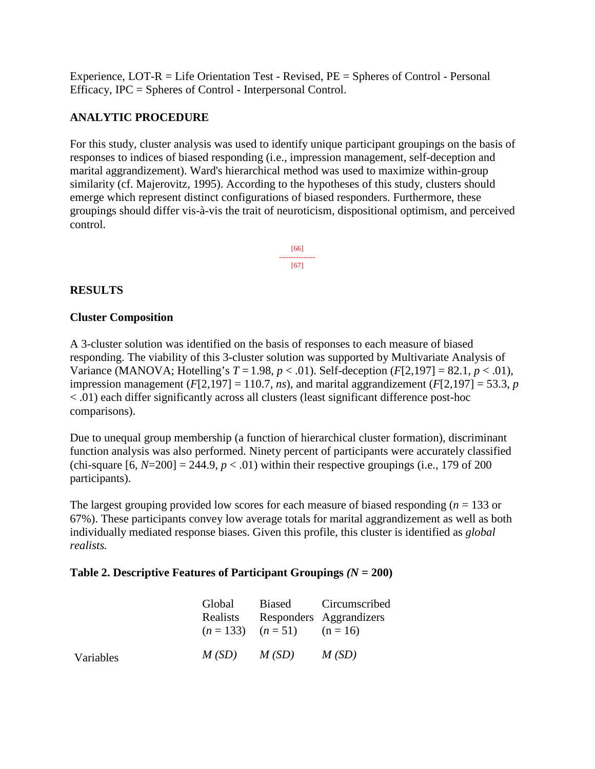Experience, LOT-R = Life Orientation Test - Revised, PE = Spheres of Control - Personal Efficacy, IPC = Spheres of Control - Interpersonal Control.

## ANALYTIC PROCEDURE

For this study, cluster analysis was used to identify unique participant groupings on the basis of responses to indices of biased responding (i.e., impression management, self-deception and marital aggrandizement). Ward's hierarchical method was used to maximize within-group similarity (cf. Majerovitz, 1995). According to the hypotheses of this study, clusters should emerge which represent distinct configurations of biased responders. Furthermore, these groupings should differ vis-à-vis the trait of neuroticism, dispositional optimism, and perceived control.

[66]
---------------
[67]

## RESULTS

### Cluster Composition

A 3-cluster solution was identified on the basis of responses to each measure of biased responding. The viability of this 3-cluster solution was supported by Multivariate Analysis of Variance (MANOVA; Hotelling's $T = 1.98$, $p < .01$). Self-deception ($F[2,197] = 82.1$, $p < .01$), impression management ($F[2,197] = 110.7$, *ns*), and marital aggrandizement ($F[2,197] = 53.3$, $p < .01$) each differ significantly across all clusters (least significant difference post-hoc comparisons).

Due to unequal group membership (a function of hierarchical cluster formation), discriminant function analysis was also performed. Ninety percent of participants were accurately classified (chi-square [6, $N$=200] = 244.9, $p < .01$) within their respective groupings (i.e., 179 of 200 participants).

The largest grouping provided low scores for each measure of biased responding ($n = 133$ or 67%). These participants convey low average totals for marital aggrandizement as well as both individually mediated response biases. Given this profile, this cluster is identified as *global realists.*

**Table 2. Descriptive Features of Participant Groupings *(N* = 200)**

| | Global Realists ($n = 133$) | Biased Responders ($n = 51$) | Circumscribed Aggrandizers ($n = 16$) |
|---|---|---|---|
| Variables | *M (SD)* | *M (SD)* | *M (SD)* |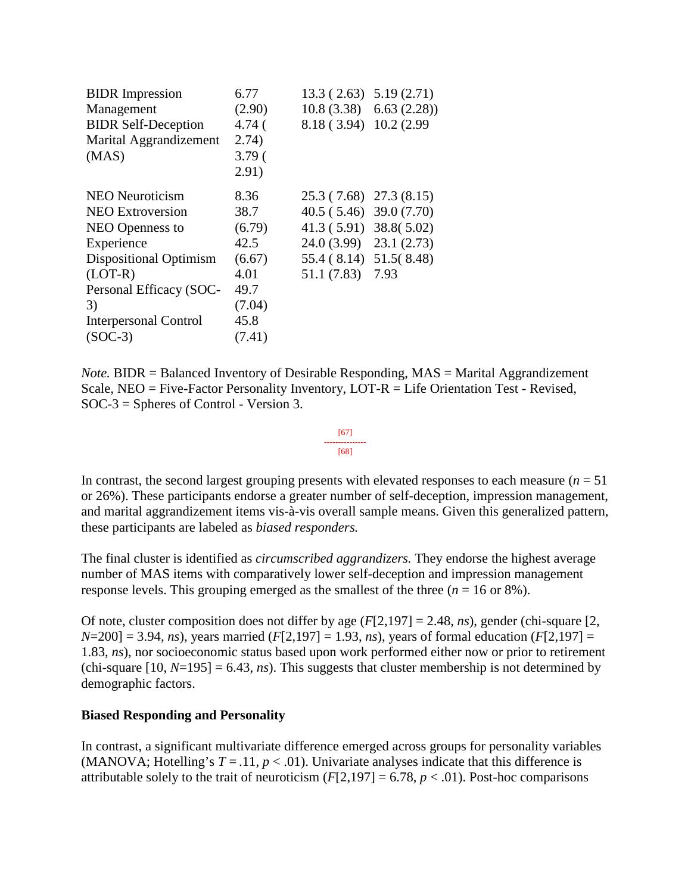| | | | |
|---|---|---|---|
| BIDR Impression Management | 6.77 (2.90) | 13.3 ( 2.63) | 5.19 (2.71) |
| BIDR Self-Deception | 4.74 ( 2.74) | 10.8 (3.38) | 6.63 (2.28)) |
| Marital Aggrandizement (MAS) | 3.79 ( 2.91) | 8.18 ( 3.94) | 10.2 (2.99 |
| NEO Neuroticism | 8.36 | 25.3 ( 7.68) | 27.3 (8.15) |
| NEO Extroversion | 38.7 (6.79) | 40.5 ( 5.46) | 39.0 (7.70) |
| NEO Openness to Experience | 42.5 (6.67) | 41.3 ( 5.91) | 38.8( 5.02) |
| Dispositional Optimism (LOT-R) | 4.01 | 24.0 (3.99) | 23.1 (2.73) |
| Personal Efficacy (SOC-3) | 49.7 (7.04) | 55.4 ( 8.14) | 51.5( 8.48) |
| Interpersonal Control (SOC-3) | 45.8 (7.41) | 51.1 (7.83) | 7.93 |

*Note.* BIDR = Balanced Inventory of Desirable Responding, MAS = Marital Aggrandizement Scale, NEO = Five-Factor Personality Inventory, LOT-R = Life Orientation Test - Revised, SOC-3 = Spheres of Control - Version 3.

[67]
[68]

In contrast, the second largest grouping presents with elevated responses to each measure ($n = 51$ or 26%). These participants endorse a greater number of self-deception, impression management, and marital aggrandizement items vis-à-vis overall sample means. Given this generalized pattern, these participants are labeled as *biased responders.*

The final cluster is identified as *circumscribed aggrandizers.* They endorse the highest average number of MAS items with comparatively lower self-deception and impression management response levels. This grouping emerged as the smallest of the three ($n = 16$ or 8%).

Of note, cluster composition does not differ by age ($F[2,197] = 2.48$, *ns*), gender (chi-square [2, $N$=200] = 3.94, *ns*), years married ($F[2,197] = 1.93$, *ns*), years of formal education ($F[2,197] = 1.83$, *ns*), nor socioeconomic status based upon work performed either now or prior to retirement (chi-square [10, $N$=195] = 6.43, *ns*). This suggests that cluster membership is not determined by demographic factors.

**Biased Responding and Personality**

In contrast, a significant multivariate difference emerged across groups for personality variables (MANOVA; Hotelling's $T = .11$, $p < .01$). Univariate analyses indicate that this difference is attributable solely to the trait of neuroticism ($F[2,197] = 6.78$, $p < .01$). Post-hoc comparisons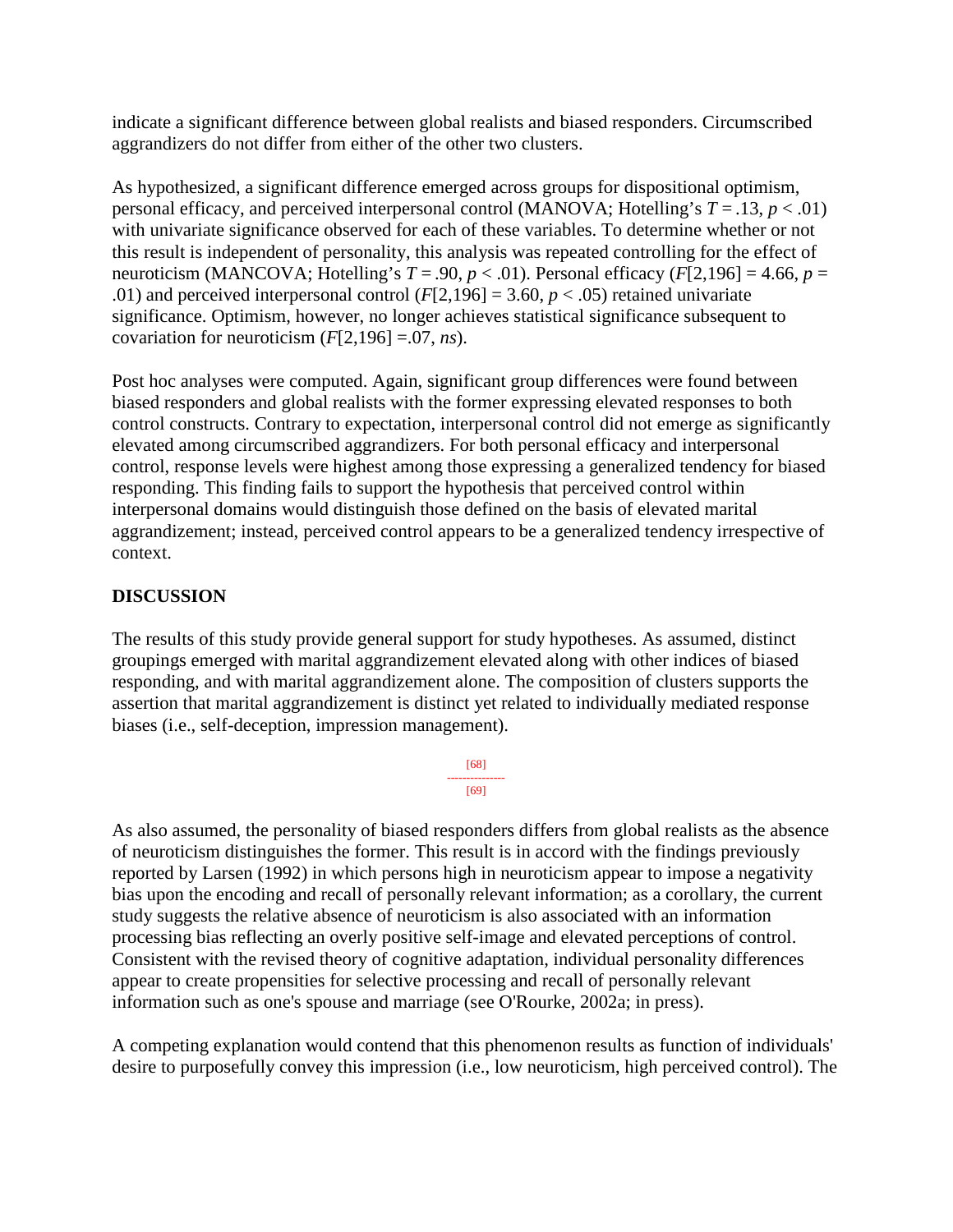indicate a significant difference between global realists and biased responders. Circumscribed aggrandizers do not differ from either of the other two clusters.

As hypothesized, a significant difference emerged across groups for dispositional optimism, personal efficacy, and perceived interpersonal control (MANOVA; Hotelling's $T = .13$, $p < .01$) with univariate significance observed for each of these variables. To determine whether or not this result is independent of personality, this analysis was repeated controlling for the effect of neuroticism (MANCOVA; Hotelling's $T = .90$, $p < .01$). Personal efficacy ($F[2,196] = 4.66$, $p = .01$) and perceived interpersonal control ($F[2,196] = 3.60$, $p < .05$) retained univariate significance. Optimism, however, no longer achieves statistical significance subsequent to covariation for neuroticism ($F[2,196] = .07$, *ns*).

Post hoc analyses were computed. Again, significant group differences were found between biased responders and global realists with the former expressing elevated responses to both control constructs. Contrary to expectation, interpersonal control did not emerge as significantly elevated among circumscribed aggrandizers. For both personal efficacy and interpersonal control, response levels were highest among those expressing a generalized tendency for biased responding. This finding fails to support the hypothesis that perceived control within interpersonal domains would distinguish those defined on the basis of elevated marital aggrandizement; instead, perceived control appears to be a generalized tendency irrespective of context.

## DISCUSSION

The results of this study provide general support for study hypotheses. As assumed, distinct groupings emerged with marital aggrandizement elevated along with other indices of biased responding, and with marital aggrandizement alone. The composition of clusters supports the assertion that marital aggrandizement is distinct yet related to individually mediated response biases (i.e., self-deception, impression management).

As also assumed, the personality of biased responders differs from global realists as the absence of neuroticism distinguishes the former. This result is in accord with the findings previously reported by Larsen (1992) in which persons high in neuroticism appear to impose a negativity bias upon the encoding and recall of personally relevant information; as a corollary, the current study suggests the relative absence of neuroticism is also associated with an information processing bias reflecting an overly positive self-image and elevated perceptions of control. Consistent with the revised theory of cognitive adaptation, individual personality differences appear to create propensities for selective processing and recall of personally relevant information such as one's spouse and marriage (see O'Rourke, 2002a; in press).

A competing explanation would contend that this phenomenon results as function of individuals' desire to purposefully convey this impression (i.e., low neuroticism, high perceived control). The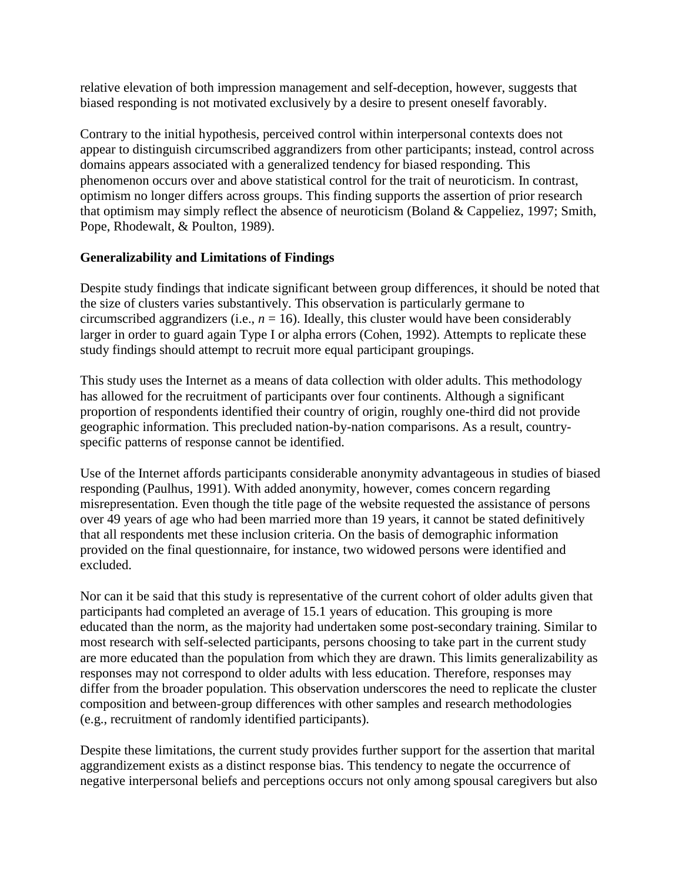relative elevation of both impression management and self-deception, however, suggests that biased responding is not motivated exclusively by a desire to present oneself favorably.

Contrary to the initial hypothesis, perceived control within interpersonal contexts does not appear to distinguish circumscribed aggrandizers from other participants; instead, control across domains appears associated with a generalized tendency for biased responding. This phenomenon occurs over and above statistical control for the trait of neuroticism. In contrast, optimism no longer differs across groups. This finding supports the assertion of prior research that optimism may simply reflect the absence of neuroticism (Boland & Cappeliez, 1997; Smith, Pope, Rhodewalt, & Poulton, 1989).

**Generalizability and Limitations of Findings**

Despite study findings that indicate significant between group differences, it should be noted that the size of clusters varies substantively. This observation is particularly germane to circumscribed aggrandizers (i.e., $n = 16$). Ideally, this cluster would have been considerably larger in order to guard again Type I or alpha errors (Cohen, 1992). Attempts to replicate these study findings should attempt to recruit more equal participant groupings.

This study uses the Internet as a means of data collection with older adults. This methodology has allowed for the recruitment of participants over four continents. Although a significant proportion of respondents identified their country of origin, roughly one-third did not provide geographic information. This precluded nation-by-nation comparisons. As a result, country-specific patterns of response cannot be identified.

Use of the Internet affords participants considerable anonymity advantageous in studies of biased responding (Paulhus, 1991). With added anonymity, however, comes concern regarding misrepresentation. Even though the title page of the website requested the assistance of persons over 49 years of age who had been married more than 19 years, it cannot be stated definitively that all respondents met these inclusion criteria. On the basis of demographic information provided on the final questionnaire, for instance, two widowed persons were identified and excluded.

Nor can it be said that this study is representative of the current cohort of older adults given that participants had completed an average of 15.1 years of education. This grouping is more educated than the norm, as the majority had undertaken some post-secondary training. Similar to most research with self-selected participants, persons choosing to take part in the current study are more educated than the population from which they are drawn. This limits generalizability as responses may not correspond to older adults with less education. Therefore, responses may differ from the broader population. This observation underscores the need to replicate the cluster composition and between-group differences with other samples and research methodologies (e.g., recruitment of randomly identified participants).

Despite these limitations, the current study provides further support for the assertion that marital aggrandizement exists as a distinct response bias. This tendency to negate the occurrence of negative interpersonal beliefs and perceptions occurs not only among spousal caregivers but also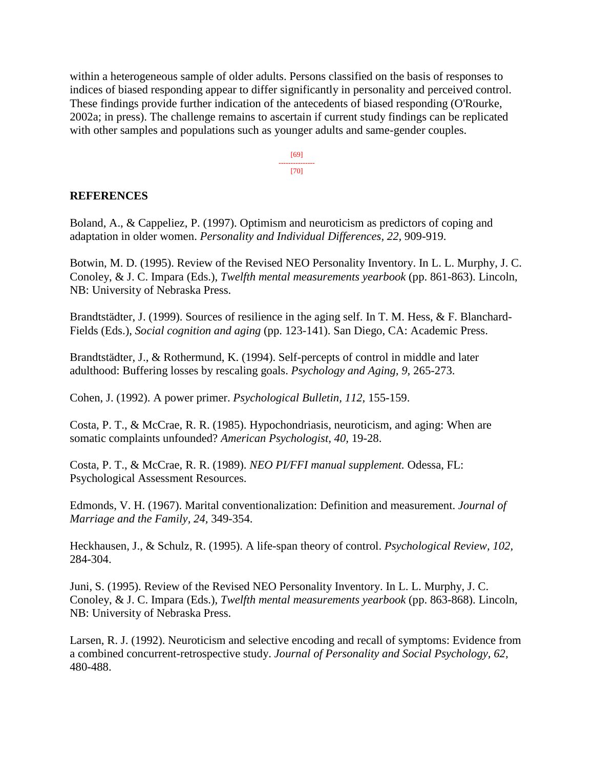within a heterogeneous sample of older adults. Persons classified on the basis of responses to indices of biased responding appear to differ significantly in personality and perceived control. These findings provide further indication of the antecedents of biased responding (O'Rourke, 2002a; in press). The challenge remains to ascertain if current study findings can be replicated with other samples and populations such as younger adults and same-gender couples.

## REFERENCES

Boland, A., & Cappeliez, P. (1997). Optimism and neuroticism as predictors of coping and adaptation in older women. *Personality and Individual Differences, 22,* 909-919.

Botwin, M. D. (1995). Review of the Revised NEO Personality Inventory. In L. L. Murphy, J. C. Conoley, & J. C. Impara (Eds.), *Twelfth mental measurements yearbook* (pp. 861-863). Lincoln, NB: University of Nebraska Press.

Brandtstädter, J. (1999). Sources of resilience in the aging self. In T. M. Hess, & F. Blanchard-Fields (Eds.), *Social cognition and aging* (pp. 123-141). San Diego, CA: Academic Press.

Brandtstädter, J., & Rothermund, K. (1994). Self-percepts of control in middle and later adulthood: Buffering losses by rescaling goals. *Psychology and Aging, 9,* 265-273.

Cohen, J. (1992). A power primer. *Psychological Bulletin, 112,* 155-159.

Costa, P. T., & McCrae, R. R. (1985). Hypochondriasis, neuroticism, and aging: When are somatic complaints unfounded? *American Psychologist, 40,* 19-28.

Costa, P. T., & McCrae, R. R. (1989). *NEO PI/FFI manual supplement.* Odessa, FL: Psychological Assessment Resources.

Edmonds, V. H. (1967). Marital conventionalization: Definition and measurement. *Journal of Marriage and the Family, 24,* 349-354.

Heckhausen, J., & Schulz, R. (1995). A life-span theory of control. *Psychological Review, 102,* 284-304.

Juni, S. (1995). Review of the Revised NEO Personality Inventory. In L. L. Murphy, J. C. Conoley, & J. C. Impara (Eds.), *Twelfth mental measurements yearbook* (pp. 863-868). Lincoln, NB: University of Nebraska Press.

Larsen, R. J. (1992). Neuroticism and selective encoding and recall of symptoms: Evidence from a combined concurrent-retrospective study. *Journal of Personality and Social Psychology, 62,* 480-488.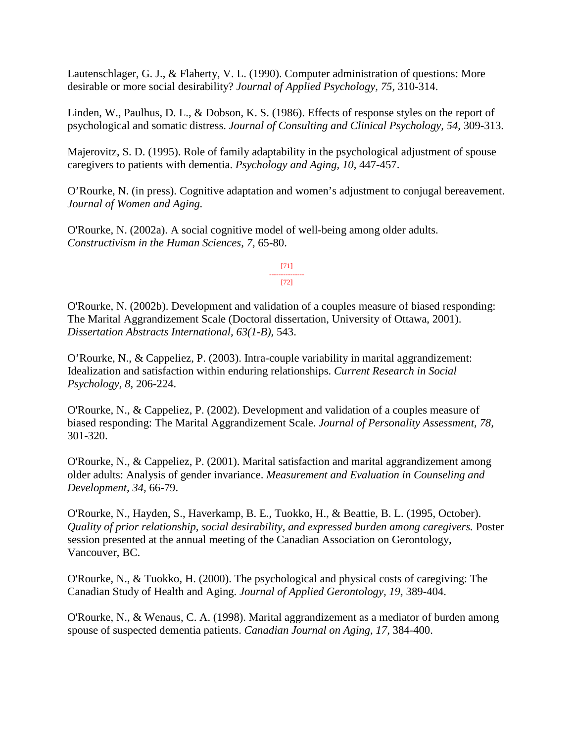Lautenschlager, G. J., & Flaherty, V. L. (1990). Computer administration of questions: More desirable or more social desirability? *Journal of Applied Psychology, 75,* 310-314.

Linden, W., Paulhus, D. L., & Dobson, K. S. (1986). Effects of response styles on the report of psychological and somatic distress. *Journal of Consulting and Clinical Psychology, 54,* 309-313.

Majerovitz, S. D. (1995). Role of family adaptability in the psychological adjustment of spouse caregivers to patients with dementia. *Psychology and Aging, 10,* 447-457.

O'Rourke, N. (in press). Cognitive adaptation and women's adjustment to conjugal bereavement. *Journal of Women and Aging.*

O'Rourke, N. (2002a). A social cognitive model of well-being among older adults. *Constructivism in the Human Sciences, 7,* 65-80.

[71]
---------------
[72]

O'Rourke, N. (2002b). Development and validation of a couples measure of biased responding: The Marital Aggrandizement Scale (Doctoral dissertation, University of Ottawa, 2001). *Dissertation Abstracts International, 63(1-B),* 543.

O'Rourke, N., & Cappeliez, P. (2003). Intra-couple variability in marital aggrandizement: Idealization and satisfaction within enduring relationships. *Current Research in Social Psychology, 8,* 206-224.

O'Rourke, N., & Cappeliez, P. (2002). Development and validation of a couples measure of biased responding: The Marital Aggrandizement Scale. *Journal of Personality Assessment, 78,* 301-320.

O'Rourke, N., & Cappeliez, P. (2001). Marital satisfaction and marital aggrandizement among older adults: Analysis of gender invariance. *Measurement and Evaluation in Counseling and Development, 34,* 66-79.

O'Rourke, N., Hayden, S., Haverkamp, B. E., Tuokko, H., & Beattie, B. L. (1995, October). *Quality of prior relationship, social desirability, and expressed burden among caregivers.* Poster session presented at the annual meeting of the Canadian Association on Gerontology, Vancouver, BC.

O'Rourke, N., & Tuokko, H. (2000). The psychological and physical costs of caregiving: The Canadian Study of Health and Aging. *Journal of Applied Gerontology, 19,* 389-404.

O'Rourke, N., & Wenaus, C. A. (1998). Marital aggrandizement as a mediator of burden among spouse of suspected dementia patients. *Canadian Journal on Aging, 17,* 384-400.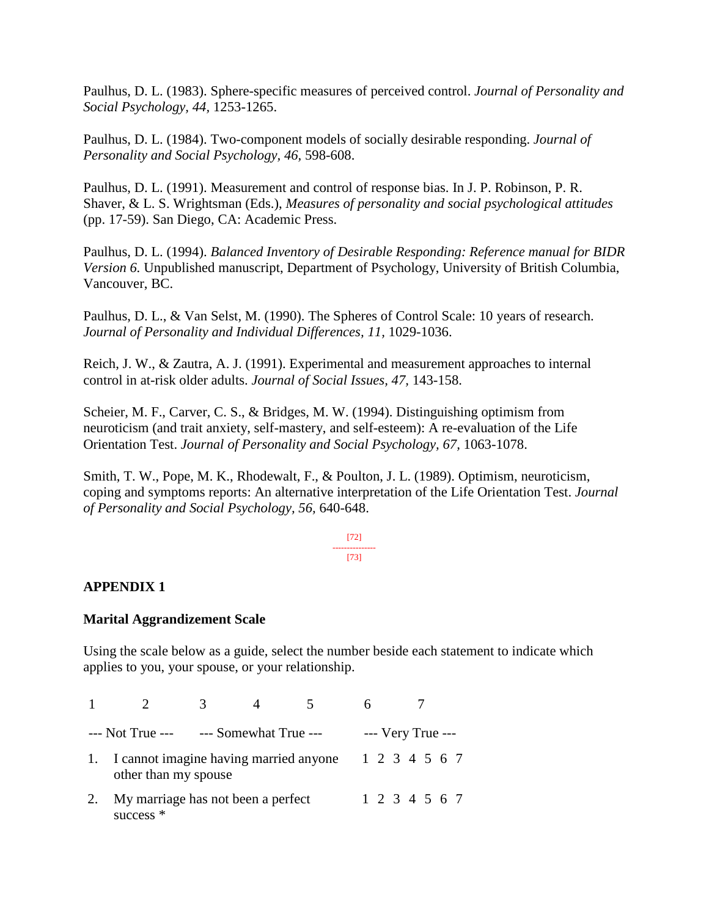Paulhus, D. L. (1983). Sphere-specific measures of perceived control. *Journal of Personality and Social Psychology*, *44*, 1253-1265.

Paulhus, D. L. (1984). Two-component models of socially desirable responding. *Journal of Personality and Social Psychology*, *46*, 598-608.

Paulhus, D. L. (1991). Measurement and control of response bias. In J. P. Robinson, P. R. Shaver, & L. S. Wrightsman (Eds.), *Measures of personality and social psychological attitudes* (pp. 17-59). San Diego, CA: Academic Press.

Paulhus, D. L. (1994). *Balanced Inventory of Desirable Responding: Reference manual for BIDR Version 6.* Unpublished manuscript, Department of Psychology, University of British Columbia, Vancouver, BC.

Paulhus, D. L., & Van Selst, M. (1990). The Spheres of Control Scale: 10 years of research. *Journal of Personality and Individual Differences, 11*, 1029-1036.

Reich, J. W., & Zautra, A. J. (1991). Experimental and measurement approaches to internal control in at-risk older adults. *Journal of Social Issues, 47*, 143-158.

Scheier, M. F., Carver, C. S., & Bridges, M. W. (1994). Distinguishing optimism from neuroticism (and trait anxiety, self-mastery, and self-esteem): A re-evaluation of the Life Orientation Test. *Journal of Personality and Social Psychology, 67*, 1063-1078.

Smith, T. W., Pope, M. K., Rhodewalt, F., & Poulton, J. L. (1989). Optimism, neuroticism, coping and symptoms reports: An alternative interpretation of the Life Orientation Test. *Journal of Personality and Social Psychology, 56*, 640-648.

[72]
---
[73]

**APPENDIX 1**

**Marital Aggrandizement Scale**

Using the scale below as a guide, select the number beside each statement to indicate which applies to you, your spouse, or your relationship.

| 1 | 2 | 3 | 4 | 5 | 6 | 7 |
|---|---|---|---|---|---|---|
| --- Not True --- | | --- Somewhat True --- | | | --- Very True --- | |

| | | |
|---|---|---|
| 1. | I cannot imagine having married anyone other than my spouse | 1 2 3 4 5 6 7 |
| 2. | My marriage has not been a perfect success * | 1 2 3 4 5 6 7 |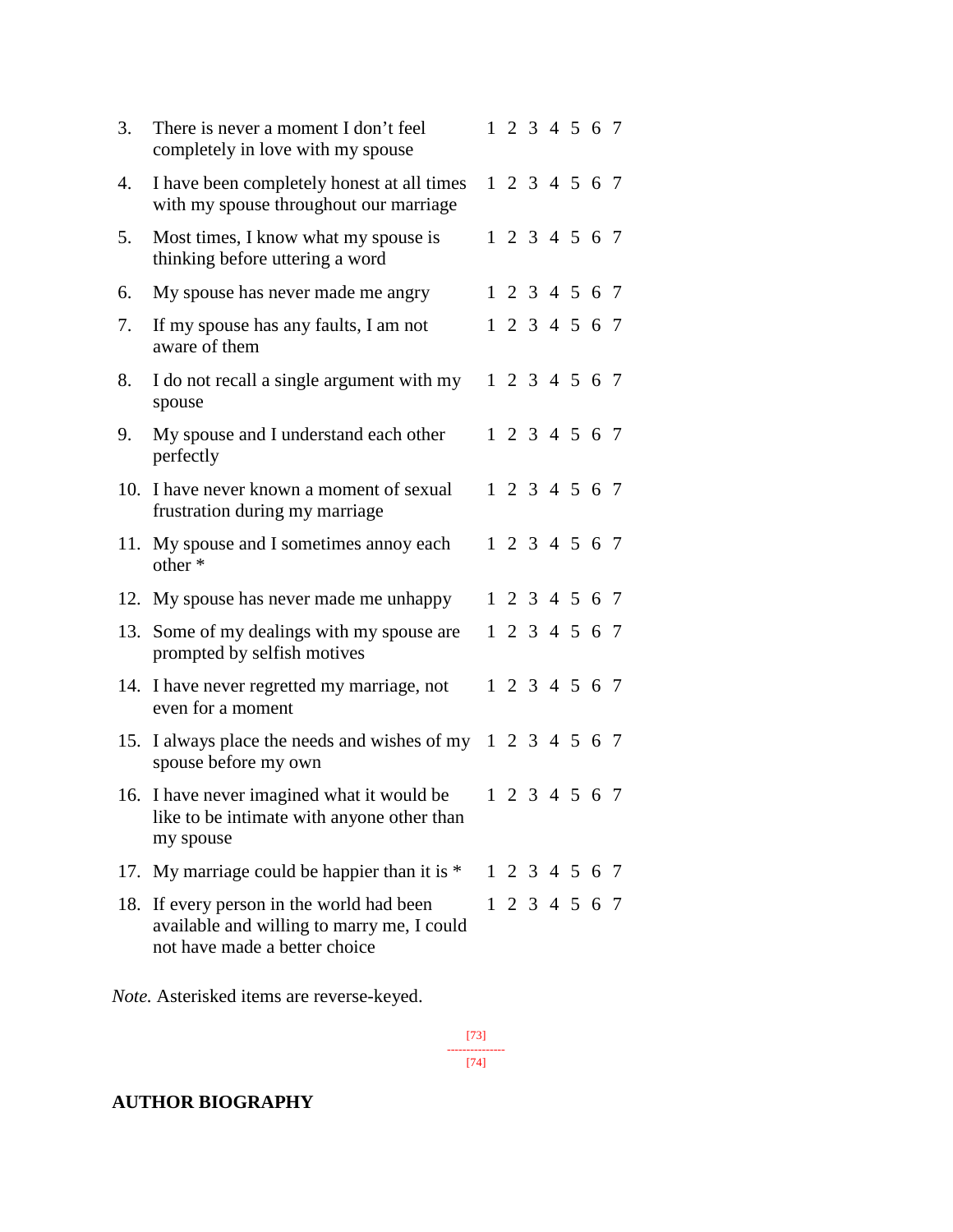| | | |
|---|---|---|
| 3. | There is never a moment I don't feel completely in love with my spouse | 1 2 3 4 5 6 7 |
| 4. | I have been completely honest at all times with my spouse throughout our marriage | 1 2 3 4 5 6 7 |
| 5. | Most times, I know what my spouse is thinking before uttering a word | 1 2 3 4 5 6 7 |
| 6. | My spouse has never made me angry | 1 2 3 4 5 6 7 |
| 7. | If my spouse has any faults, I am not aware of them | 1 2 3 4 5 6 7 |
| 8. | I do not recall a single argument with my spouse | 1 2 3 4 5 6 7 |
| 9. | My spouse and I understand each other perfectly | 1 2 3 4 5 6 7 |
| 10. | I have never known a moment of sexual frustration during my marriage | 1 2 3 4 5 6 7 |
| 11. | My spouse and I sometimes annoy each other * | 1 2 3 4 5 6 7 |
| 12. | My spouse has never made me unhappy | 1 2 3 4 5 6 7 |
| 13. | Some of my dealings with my spouse are prompted by selfish motives | 1 2 3 4 5 6 7 |
| 14. | I have never regretted my marriage, not even for a moment | 1 2 3 4 5 6 7 |
| 15. | I always place the needs and wishes of my spouse before my own | 1 2 3 4 5 6 7 |
| 16. | I have never imagined what it would be like to be intimate with anyone other than my spouse | 1 2 3 4 5 6 7 |
| 17. | My marriage could be happier than it is * | 1 2 3 4 5 6 7 |
| 18. | If every person in the world had been available and willing to marry me, I could not have made a better choice | 1 2 3 4 5 6 7 |

*Note.* Asterisked items are reverse-keyed.

## AUTHOR BIOGRAPHY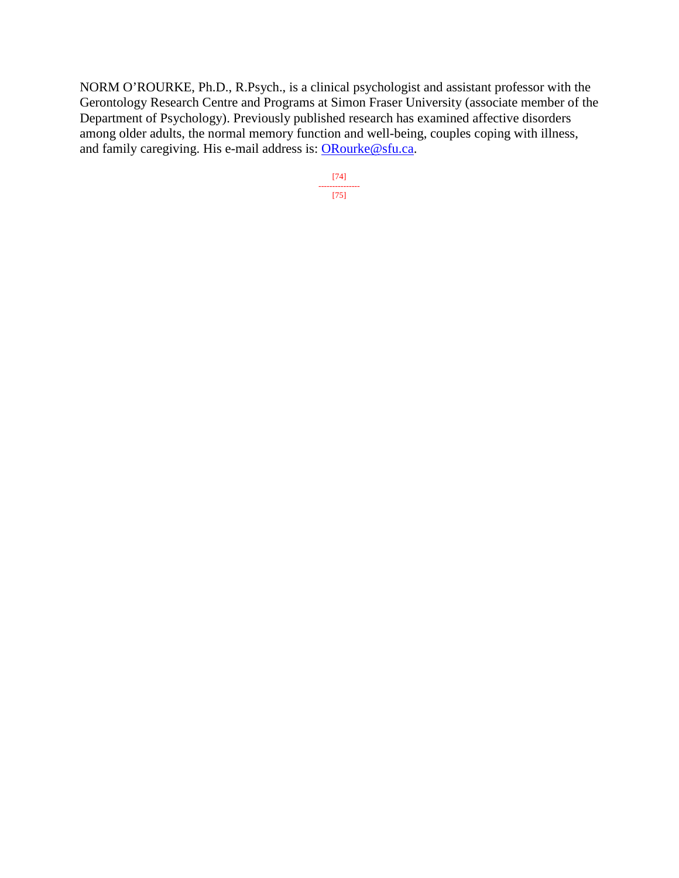NORM O'ROURKE, Ph.D., R.Psych., is a clinical psychologist and assistant professor with the Gerontology Research Centre and Programs at Simon Fraser University (associate member of the Department of Psychology). Previously published research has examined affective disorders among older adults, the normal memory function and well-being, couples coping with illness, and family caregiving. His e-mail address is: ORourke@sfu.ca.